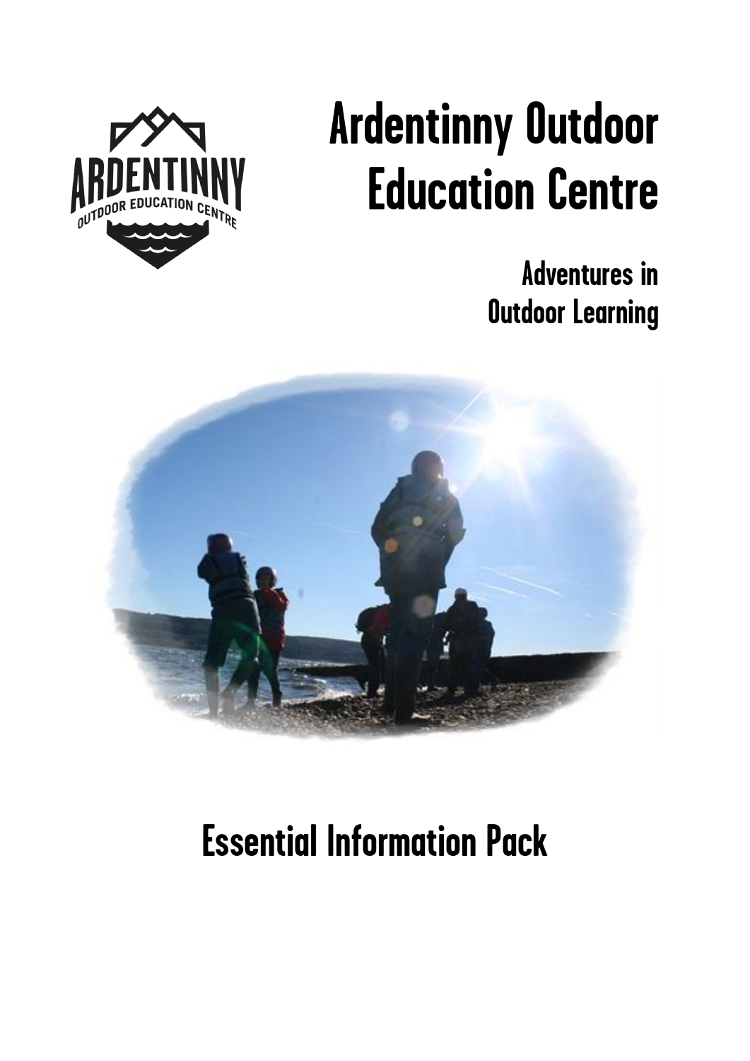# Ardentinny Outdoor Education Centre

## Adventures in Outdoor Learning

# Essential Information Pack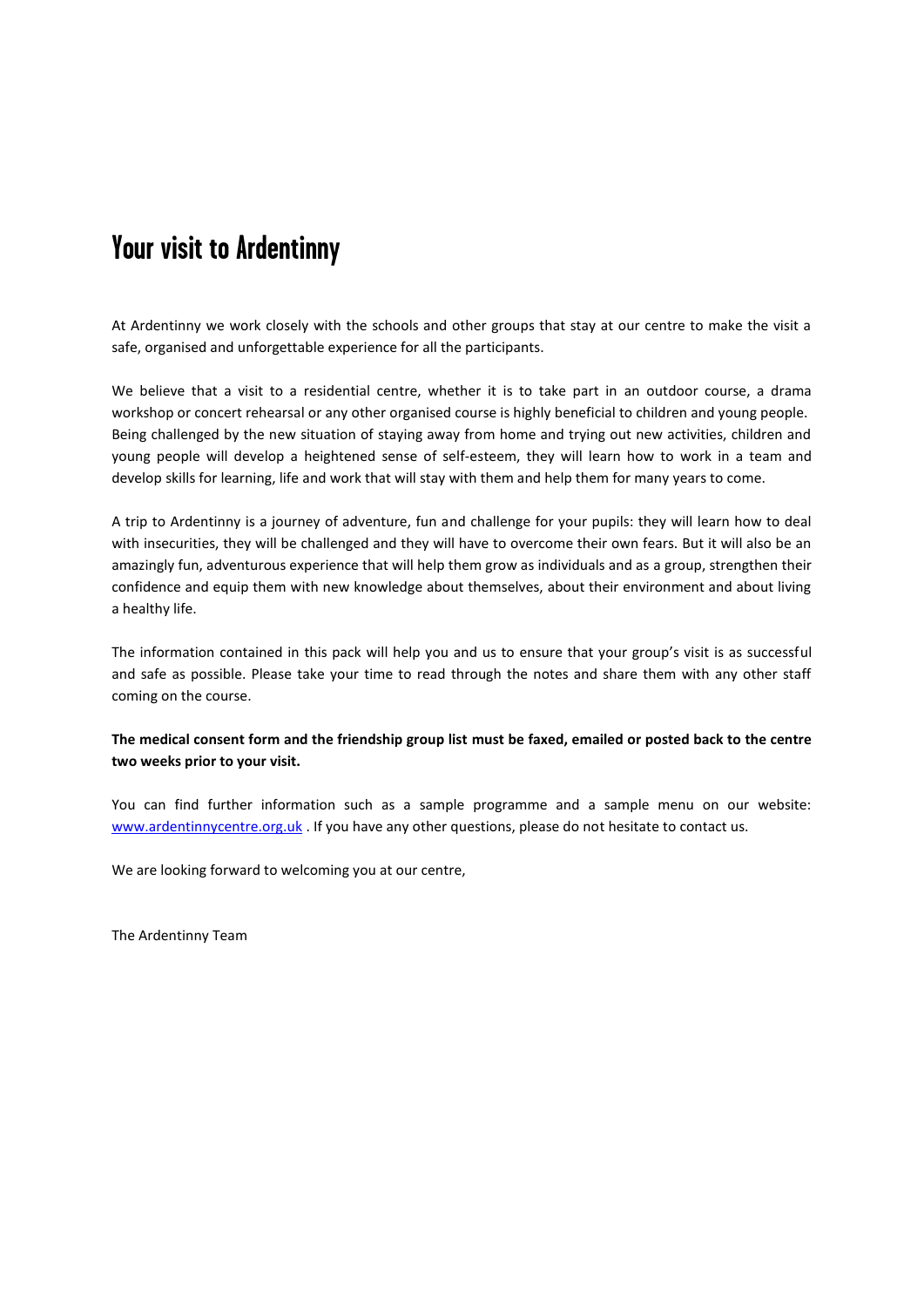# Your visit to Ardentinny

At Ardentinny we work closely with the schools and other groups that stay at our centre to make the visit a safe, organised and unforgettable experience for all the participants.

We believe that a visit to a residential centre, whether it is to take part in an outdoor course, a drama workshop or concert rehearsal or any other organised course is highly beneficial to children and young people. Being challenged by the new situation of staying away from home and trying out new activities, children and young people will develop a heightened sense of self-esteem, they will learn how to work in a team and develop skills for learning, life and work that will stay with them and help them for many years to come.

A trip to Ardentinny is a journey of adventure, fun and challenge for your pupils: they will learn how to deal with insecurities, they will be challenged and they will have to overcome their own fears. But it will also be an amazingly fun, adventurous experience that will help them grow as individuals and as a group, strengthen their confidence and equip them with new knowledge about themselves, about their environment and about living a healthy life.

The information contained in this pack will help you and us to ensure that your group's visit is as successful and safe as possible. Please take your time to read through the notes and share them with any other staff coming on the course.

**The medical consent form and the friendship group list must be faxed, emailed or posted back to the centre two weeks prior to your visit.**

You can find further information such as a sample programme and a sample menu on our website: [www.ardentinnycentre.org.uk](http://www.ardentinnycentre.org.uk) . If you have any other questions, please do not hesitate to contact us.

We are looking forward to welcoming you at our centre,

The Ardentinny Team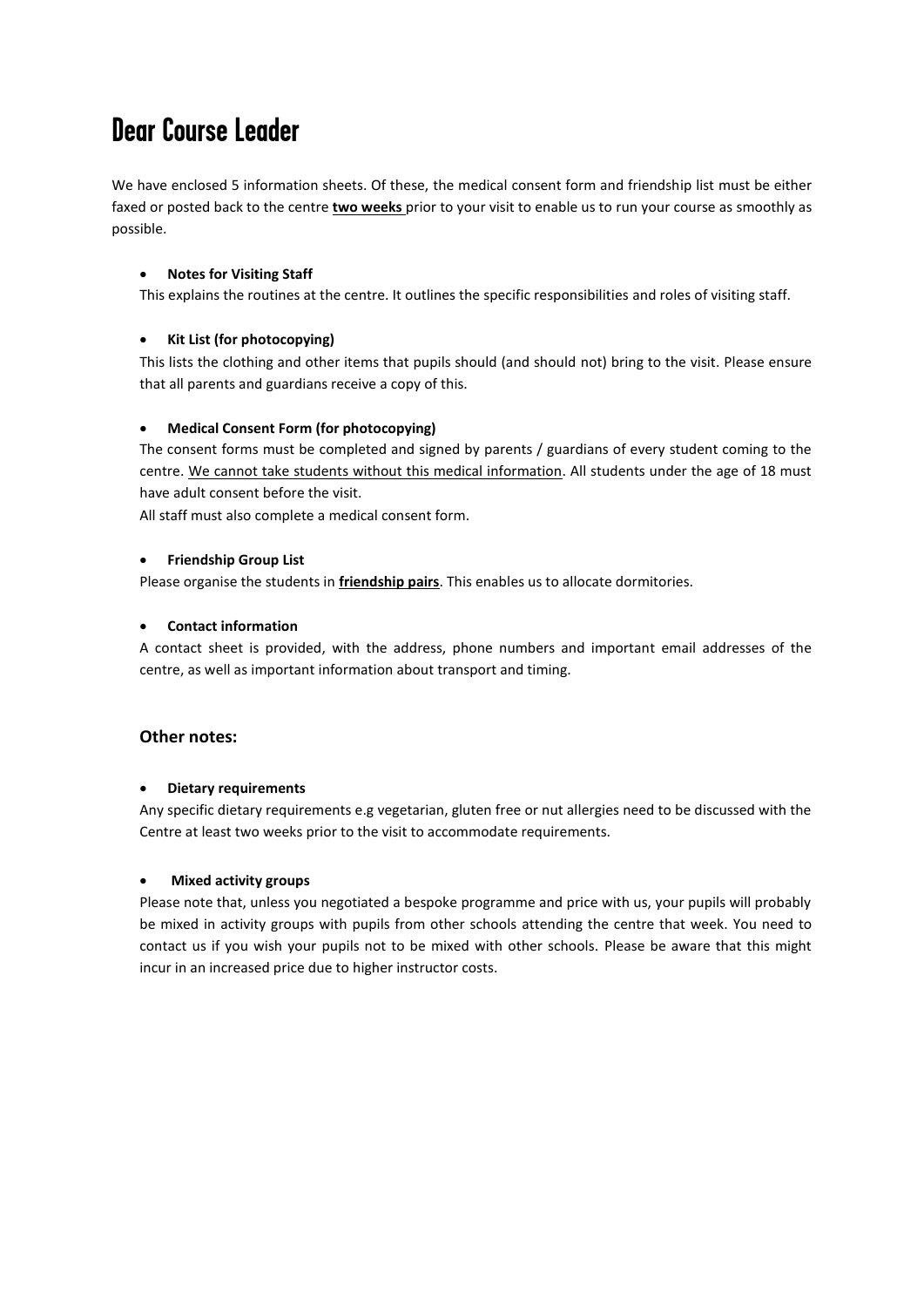# Dear Course Leader

We have enclosed 5 information sheets. Of these, the medical consent form and friendship list must be either faxed or posted back to the centre **two weeks** prior to your visit to enable us to run your course as smoothly as possible.

- **Notes for Visiting Staff**

  This explains the routines at the centre. It outlines the specific responsibilities and roles of visiting staff.

- **Kit List (for photocopying)**

  This lists the clothing and other items that pupils should (and should not) bring to the visit. Please ensure that all parents and guardians receive a copy of this.

- **Medical Consent Form (for photocopying)**

  The consent forms must be completed and signed by parents / guardians of every student coming to the centre. We cannot take students without this medical information. All students under the age of 18 must have adult consent before the visit.

  All staff must also complete a medical consent form.

- **Friendship Group List**

  Please organise the students in **friendship pairs**. This enables us to allocate dormitories.

- **Contact information**

  A contact sheet is provided, with the address, phone numbers and important email addresses of the centre, as well as important information about transport and timing.

## Other notes:

- **Dietary requirements**

  Any specific dietary requirements e.g vegetarian, gluten free or nut allergies need to be discussed with the Centre at least two weeks prior to the visit to accommodate requirements.

- **Mixed activity groups**

  Please note that, unless you negotiated a bespoke programme and price with us, your pupils will probably be mixed in activity groups with pupils from other schools attending the centre that week. You need to contact us if you wish your pupils not to be mixed with other schools. Please be aware that this might incur in an increased price due to higher instructor costs.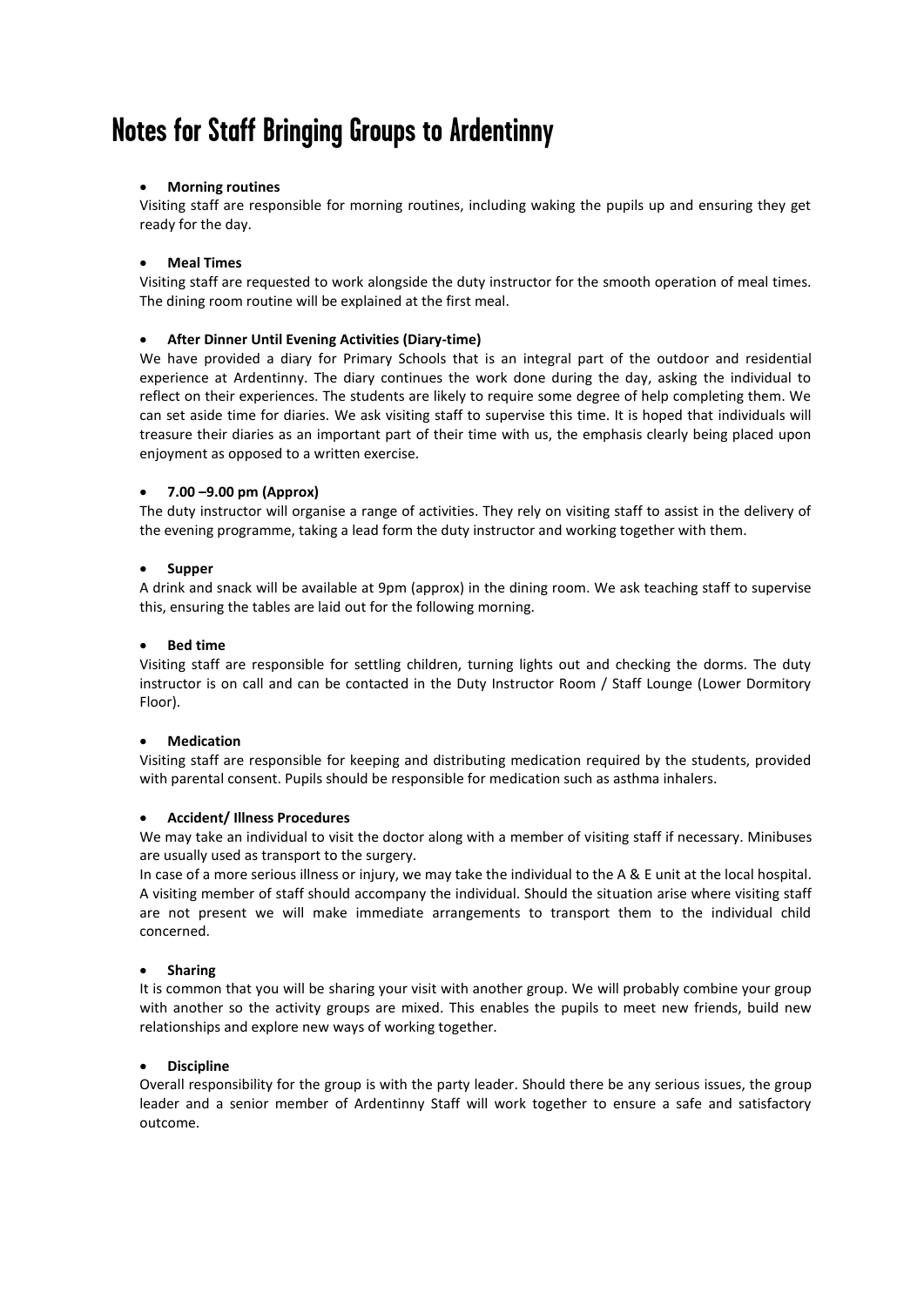# Notes for Staff Bringing Groups to Ardentinny

- **Morning routines**

Visiting staff are responsible for morning routines, including waking the pupils up and ensuring they get ready for the day.

- **Meal Times**

Visiting staff are requested to work alongside the duty instructor for the smooth operation of meal times. The dining room routine will be explained at the first meal.

- **After Dinner Until Evening Activities (Diary-time)**

We have provided a diary for Primary Schools that is an integral part of the outdoor and residential experience at Ardentinny. The diary continues the work done during the day, asking the individual to reflect on their experiences. The students are likely to require some degree of help completing them. We can set aside time for diaries. We ask visiting staff to supervise this time. It is hoped that individuals will treasure their diaries as an important part of their time with us, the emphasis clearly being placed upon enjoyment as opposed to a written exercise.

- **7.00 –9.00 pm (Approx)**

The duty instructor will organise a range of activities. They rely on visiting staff to assist in the delivery of the evening programme, taking a lead form the duty instructor and working together with them.

- **Supper**

A drink and snack will be available at 9pm (approx) in the dining room. We ask teaching staff to supervise this, ensuring the tables are laid out for the following morning.

- **Bed time**

Visiting staff are responsible for settling children, turning lights out and checking the dorms. The duty instructor is on call and can be contacted in the Duty Instructor Room / Staff Lounge (Lower Dormitory Floor).

- **Medication**

Visiting staff are responsible for keeping and distributing medication required by the students, provided with parental consent. Pupils should be responsible for medication such as asthma inhalers.

- **Accident/ Illness Procedures**

We may take an individual to visit the doctor along with a member of visiting staff if necessary. Minibuses are usually used as transport to the surgery.

In case of a more serious illness or injury, we may take the individual to the A & E unit at the local hospital. A visiting member of staff should accompany the individual. Should the situation arise where visiting staff are not present we will make immediate arrangements to transport them to the individual child concerned.

- **Sharing**

It is common that you will be sharing your visit with another group. We will probably combine your group with another so the activity groups are mixed. This enables the pupils to meet new friends, build new relationships and explore new ways of working together.

- **Discipline**

Overall responsibility for the group is with the party leader. Should there be any serious issues, the group leader and a senior member of Ardentinny Staff will work together to ensure a safe and satisfactory outcome.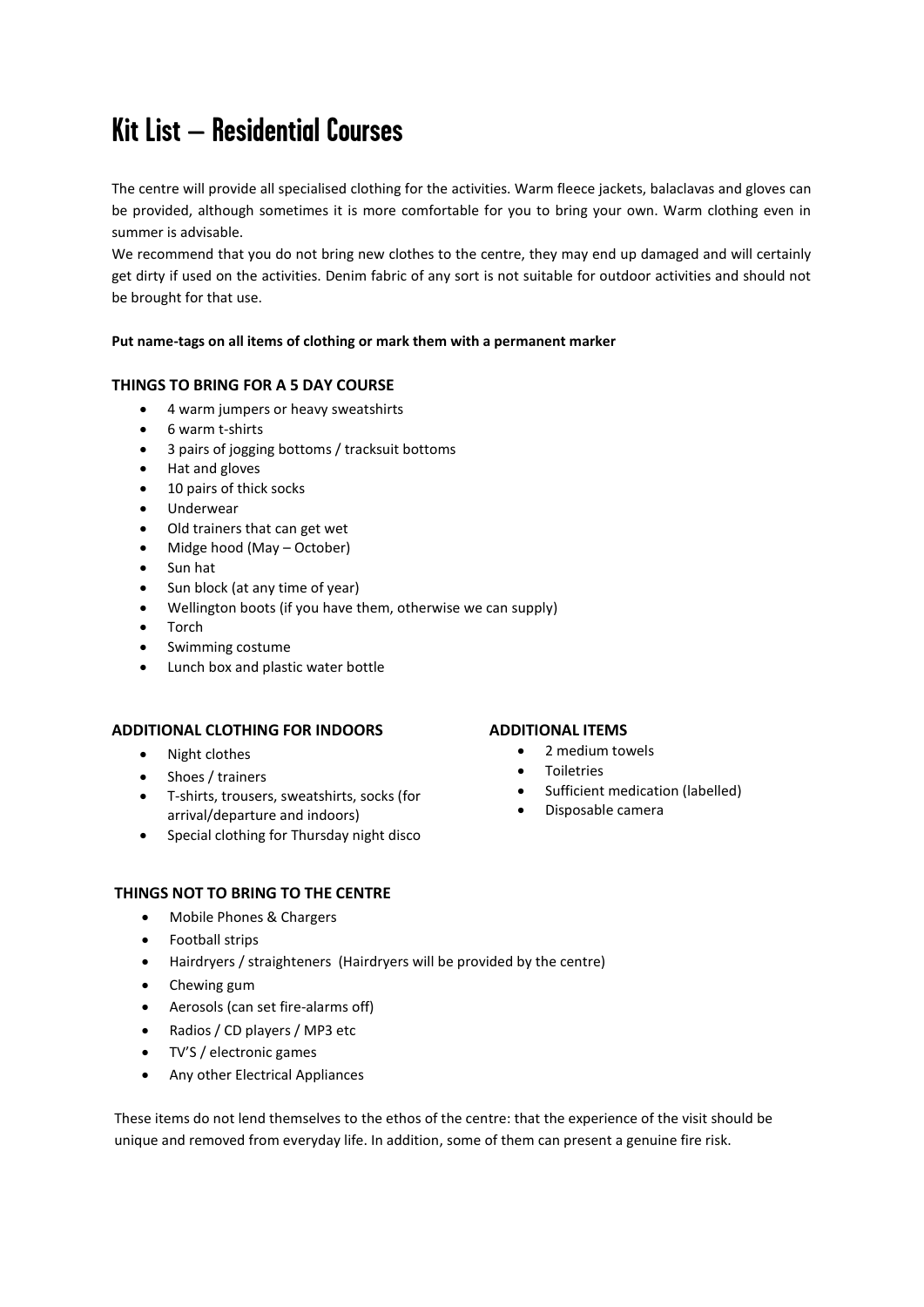# Kit List – Residential Courses

The centre will provide all specialised clothing for the activities. Warm fleece jackets, balaclavas and gloves can be provided, although sometimes it is more comfortable for you to bring your own. Warm clothing even in summer is advisable.

We recommend that you do not bring new clothes to the centre, they may end up damaged and will certainly get dirty if used on the activities. Denim fabric of any sort is not suitable for outdoor activities and should not be brought for that use.

**Put name-tags on all items of clothing or mark them with a permanent marker**

### THINGS TO BRING FOR A 5 DAY COURSE

- 4 warm jumpers or heavy sweatshirts
- 6 warm t-shirts
- 3 pairs of jogging bottoms / tracksuit bottoms
- Hat and gloves
- 10 pairs of thick socks
- Underwear
- Old trainers that can get wet
- Midge hood (May – October)
- Sun hat
- Sun block (at any time of year)
- Wellington boots (if you have them, otherwise we can supply)
- Torch
- Swimming costume
- Lunch box and plastic water bottle

### ADDITIONAL CLOTHING FOR INDOORS

- Night clothes
- Shoes / trainers
- T-shirts, trousers, sweatshirts, socks (for arrival/departure and indoors)
- Special clothing for Thursday night disco

### ADDITIONAL ITEMS

- 2 medium towels
- Toiletries
- Sufficient medication (labelled)
- Disposable camera

### THINGS NOT TO BRING TO THE CENTRE

- Mobile Phones & Chargers
- Football strips
- Hairdryers / straighteners (Hairdryers will be provided by the centre)
- Chewing gum
- Aerosols (can set fire-alarms off)
- Radios / CD players / MP3 etc
- TV'S / electronic games
- Any other Electrical Appliances

These items do not lend themselves to the ethos of the centre: that the experience of the visit should be unique and removed from everyday life. In addition, some of them can present a genuine fire risk.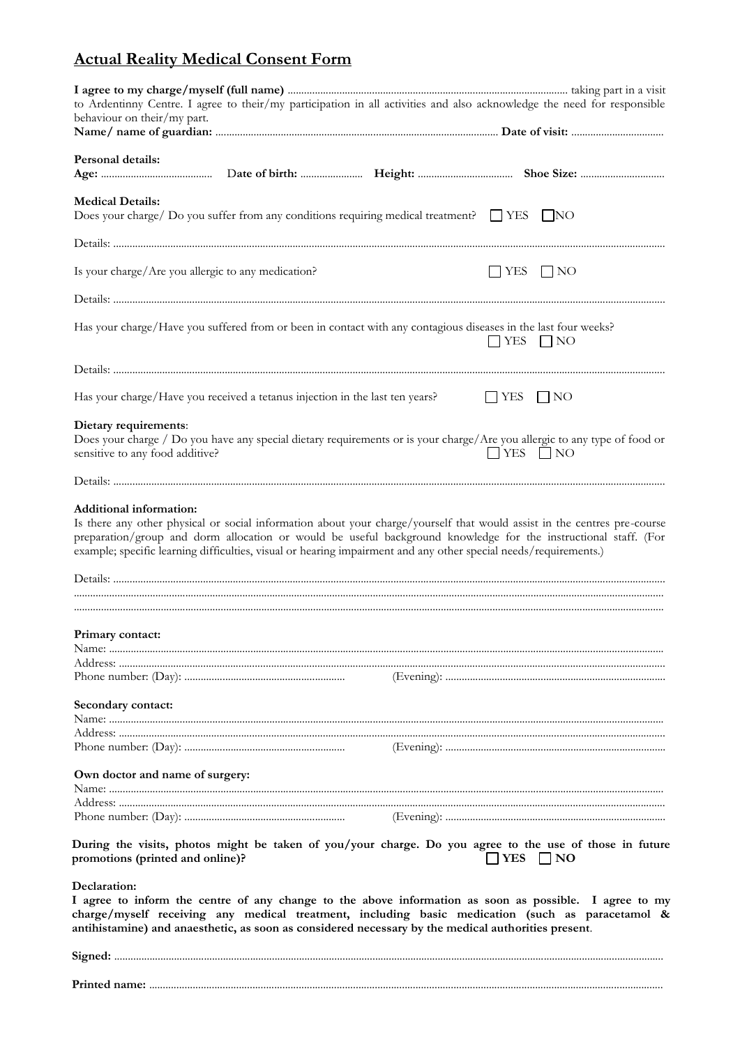# Actual Reality Medical Consent Form

**I agree to my charge/myself (full name)** ........................................................................................................ taking part in a visit to Ardentinny Centre. I agree to their/my participation in all activities and also acknowledge the need for responsible behaviour on their/my part.

**Name/ name of guardian:** ........................................................................................................ **Date of visit:** ..................................

**Personal details:**

**Age:** .......................................... **Date of birth:** ........................ **Height:** .................................... **Shoe Size:** ...............................

**Medical Details:**

Does your charge/ Do you suffer from any conditions requiring medical treatment? ☐ YES ☐ NO

Details: ..................................................................................................................................................................................

Is your charge/Are you allergic to any medication? ☐ YES ☐ NO

Details: ..................................................................................................................................................................................

Has your charge/Have you suffered from or been in contact with any contagious diseases in the last four weeks? ☐ YES ☐ NO

Details: ..................................................................................................................................................................................

Has your charge/Have you received a tetanus injection in the last ten years? ☐ YES ☐ NO

**Dietary requirements**:

Does your charge / Do you have any special dietary requirements or is your charge/Are you allergic to any type of food or sensitive to any food additive? ☐ YES ☐ NO

Details: ..................................................................................................................................................................................

**Additional information:**

Is there any other physical or social information about your charge/yourself that would assist in the centres pre-course preparation/group and dorm allocation or would be useful background knowledge for the instructional staff. (For example; specific learning difficulties, visual or hearing impairment and any other special needs/requirements.)

Details: ..................................................................................................................................................................................

..................................................................................................................................................................................................

..................................................................................................................................................................................................

**Primary contact:**

Name: ....................................................................................................................................................................................

Address: .................................................................................................................................................................................

Phone number: (Day): .......................................................... (Evening): ................................................................................

**Secondary contact:**

Name: ....................................................................................................................................................................................

Address: .................................................................................................................................................................................

Phone number: (Day): .......................................................... (Evening): ................................................................................

**Own doctor and name of surgery:**

Name: ....................................................................................................................................................................................

Address: .................................................................................................................................................................................

Phone number: (Day): .......................................................... (Evening): ................................................................................

**During the visits, photos might be taken of you/your charge. Do you agree to the use of those in future promotions (printed and online)?** ☐ **YES** ☐ **NO**

**Declaration:**

**I agree to inform the centre of any change to the above information as soon as possible. I agree to my charge/myself receiving any medical treatment, including basic medication (such as paracetamol & antihistamine) and anaesthetic, as soon as considered necessary by the medical authorities present**.

**Signed:** ..............................................................................................................................................................................

**Printed name:** ....................................................................................................................................................................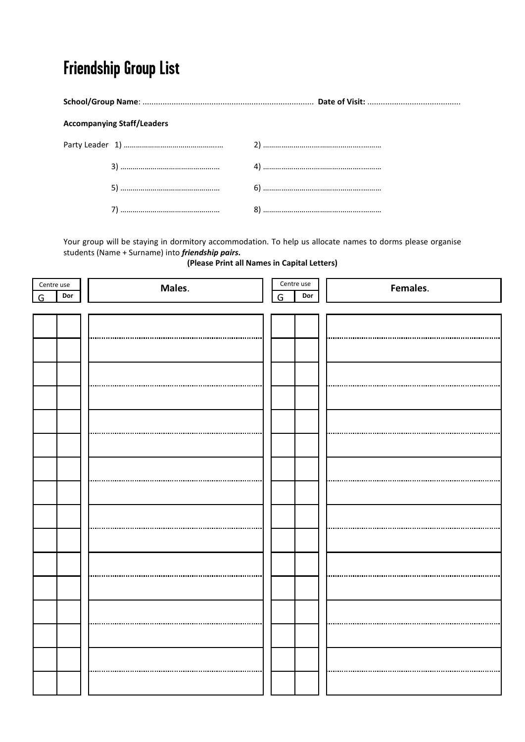# Friendship Group List

**School/Group Name**: ............................................................................ **Date of Visit:** ..........................................

**Accompanying Staff/Leaders**

Party Leader 1) ................................................ 2) .........................................................

3) ................................................ 4) .........................................................

5) ................................................ 6) .........................................................

7) ................................................ 8) .........................................................

Your group will be staying in dormitory accommodation. To help us allocate names to dorms please organise students (Name + Surname) into ***friendship pairs.***

**(Please Print all Names in Capital Letters)**

| Centre use G | Centre use Dor | **Males.** | Centre use G | Centre use Dor | **Females.** |
|---|---|---|---|---|---|
| | | | | | |
| | | | | | |
| | | | | | |
| | | | | | |
| | | | | | |
| | | | | | |
| | | | | | |
| | | | | | |
| | | | | | |
| | | | | | |
| | | | | | |
| | | | | | |
| | | | | | |
| | | | | | |
| | | | | | |
| | | | | | |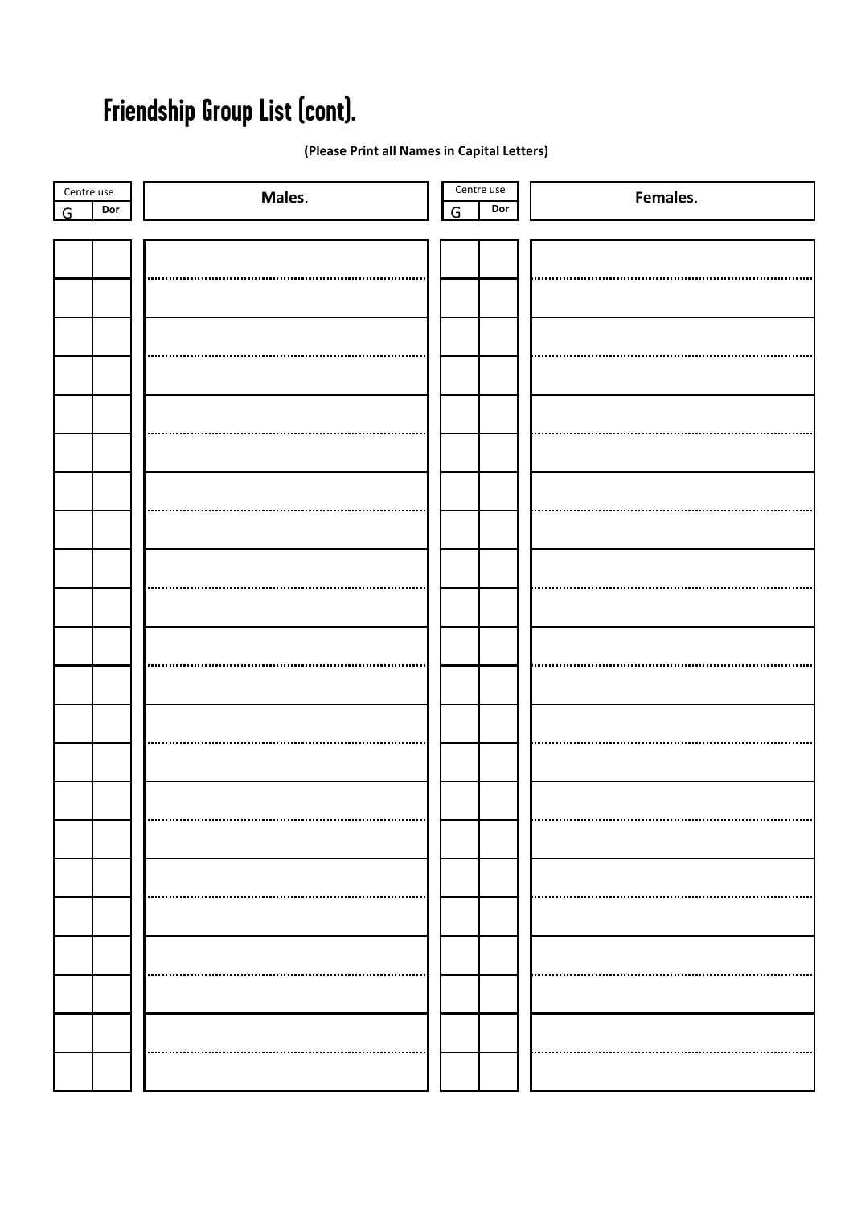# Friendship Group List (cont).

**(Please Print all Names in Capital Letters)**

| Centre use G | Dor | **Males.** | Centre use G | Dor | **Females.** |
|---|---|---|---|---|---|
| | | | | | |
| | | | | | |
| | | | | | |
| | | | | | |
| | | | | | |
| | | | | | |
| | | | | | |
| | | | | | |
| | | | | | |
| | | | | | |
| | | | | | |
| | | | | | |
| | | | | | |
| | | | | | |
| | | | | | |
| | | | | | |
| | | | | | |
| | | | | | |
| | | | | | |
| | | | | | |
| | | | | | |
| | | | | | |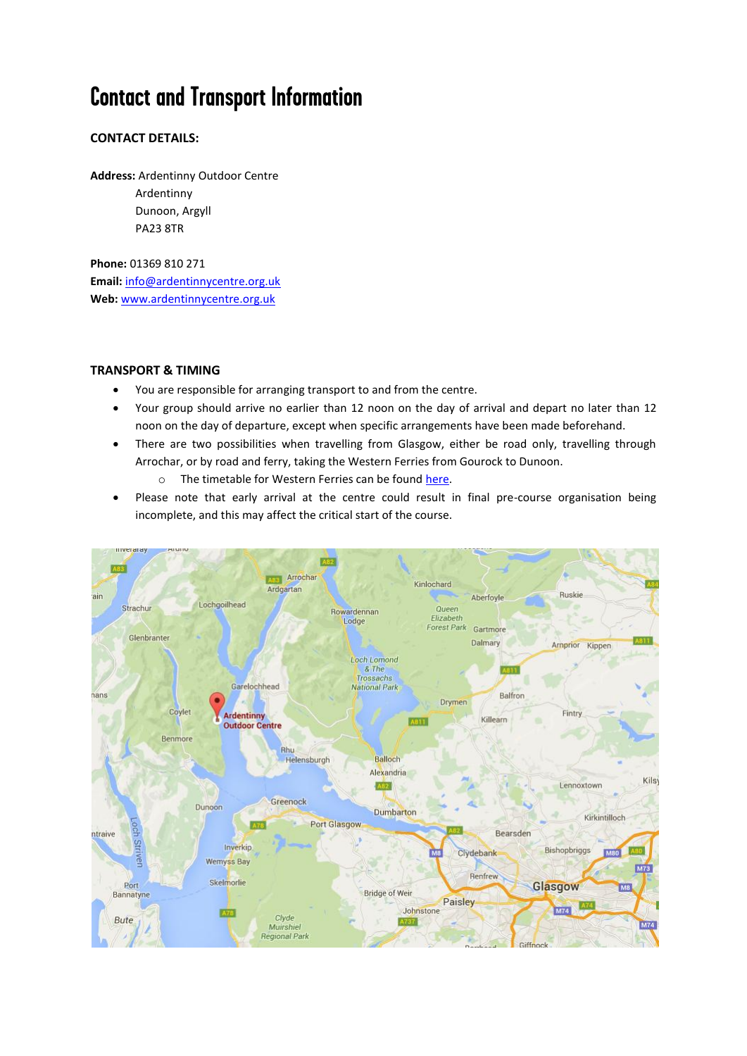# Contact and Transport Information

**CONTACT DETAILS:**

**Address:** Ardentinny Outdoor Centre
Ardentinny
Dunoon, Argyll
PA23 8TR

**Phone:** 01369 810 271
**Email:** info@ardentinnycentre.org.uk
**Web:** www.ardentinnycentre.org.uk

**TRANSPORT & TIMING**

- You are responsible for arranging transport to and from the centre.
- Your group should arrive no earlier than 12 noon on the day of arrival and depart no later than 12 noon on the day of departure, except when specific arrangements have been made beforehand.
- There are two possibilities when travelling from Glasgow, either be road only, travelling through Arrochar, or by road and ferry, taking the Western Ferries from Gourock to Dunoon.
  - The timetable for Western Ferries can be found here.
- Please note that early arrival at the centre could result in final pre-course organisation being incomplete, and this may affect the critical start of the course.